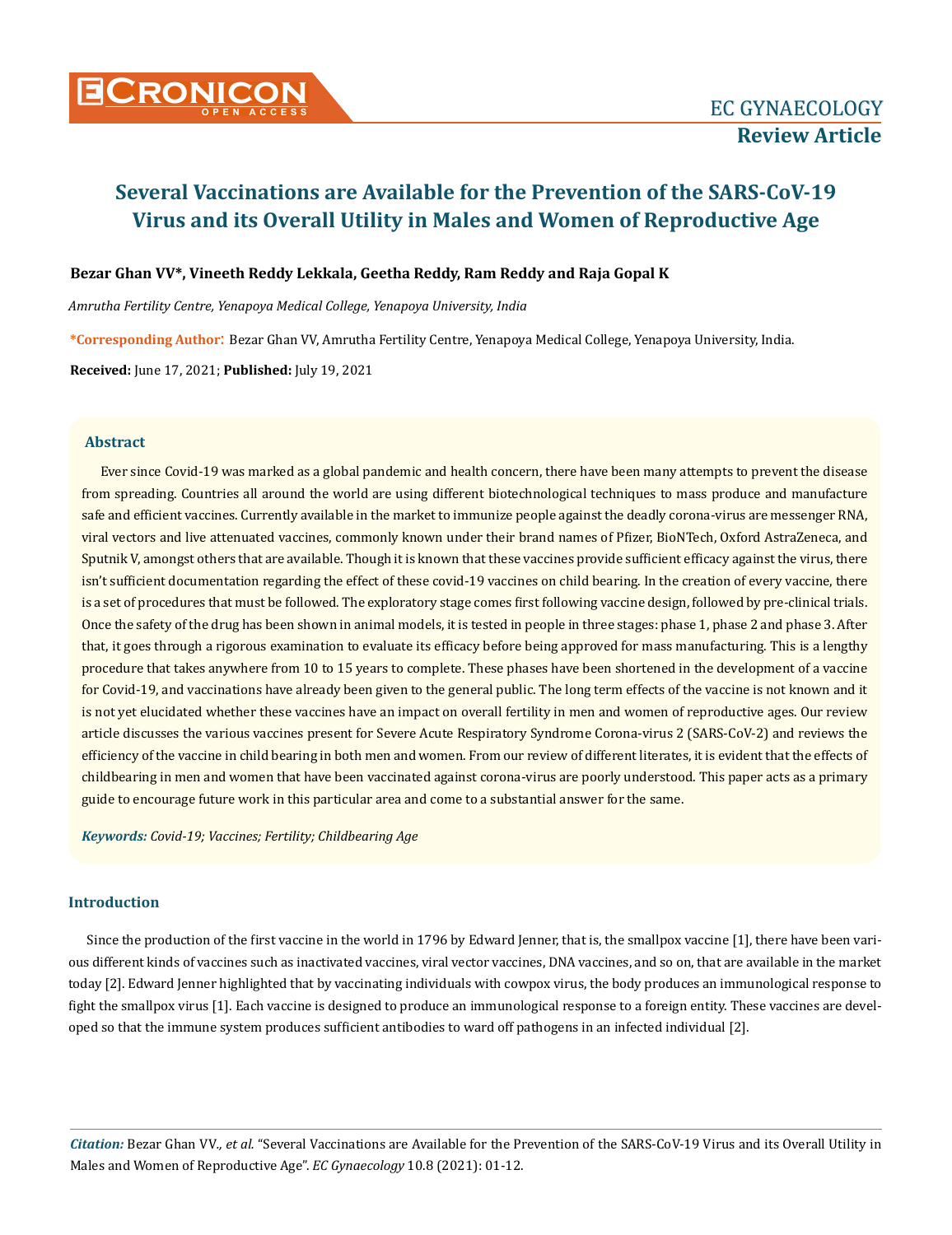EC GYNAECOLOGY

**Review Article**

# Several Vaccinations are Available for the Prevention of the SARS-CoV-19 Virus and its Overall Utility in Males and Women of Reproductive Age

**Bezar Ghan VV*, Vineeth Reddy Lekkala, Geetha Reddy, Ram Reddy and Raja Gopal K**

*Amrutha Fertility Centre, Yenapoya Medical College, Yenapoya University, India*

**\*Corresponding Author:** Bezar Ghan VV, Amrutha Fertility Centre, Yenapoya Medical College, Yenapoya University, India.

**Received:** June 17, 2021; **Published:** July 19, 2021

## Abstract

Ever since Covid-19 was marked as a global pandemic and health concern, there have been many attempts to prevent the disease from spreading. Countries all around the world are using different biotechnological techniques to mass produce and manufacture safe and efficient vaccines. Currently available in the market to immunize people against the deadly corona-virus are messenger RNA, viral vectors and live attenuated vaccines, commonly known under their brand names of Pfizer, BioNTech, Oxford AstraZeneca, and Sputnik V, amongst others that are available. Though it is known that these vaccines provide sufficient efficacy against the virus, there isn't sufficient documentation regarding the effect of these covid-19 vaccines on child bearing. In the creation of every vaccine, there is a set of procedures that must be followed. The exploratory stage comes first following vaccine design, followed by pre-clinical trials. Once the safety of the drug has been shown in animal models, it is tested in people in three stages: phase 1, phase 2 and phase 3. After that, it goes through a rigorous examination to evaluate its efficacy before being approved for mass manufacturing. This is a lengthy procedure that takes anywhere from 10 to 15 years to complete. These phases have been shortened in the development of a vaccine for Covid-19, and vaccinations have already been given to the general public. The long term effects of the vaccine is not known and it is not yet elucidated whether these vaccines have an impact on overall fertility in men and women of reproductive ages. Our review article discusses the various vaccines present for Severe Acute Respiratory Syndrome Corona-virus 2 (SARS-CoV-2) and reviews the efficiency of the vaccine in child bearing in both men and women. From our review of different literates, it is evident that the effects of childbearing in men and women that have been vaccinated against corona-virus are poorly understood. This paper acts as a primary guide to encourage future work in this particular area and come to a substantial answer for the same.

***Keywords:*** *Covid-19; Vaccines; Fertility; Childbearing Age*

## Introduction

Since the production of the first vaccine in the world in 1796 by Edward Jenner, that is, the smallpox vaccine [1], there have been various different kinds of vaccines such as inactivated vaccines, viral vector vaccines, DNA vaccines, and so on, that are available in the market today [2]. Edward Jenner highlighted that by vaccinating individuals with cowpox virus, the body produces an immunological response to fight the smallpox virus [1]. Each vaccine is designed to produce an immunological response to a foreign entity. These vaccines are developed so that the immune system produces sufficient antibodies to ward off pathogens in an infected individual [2].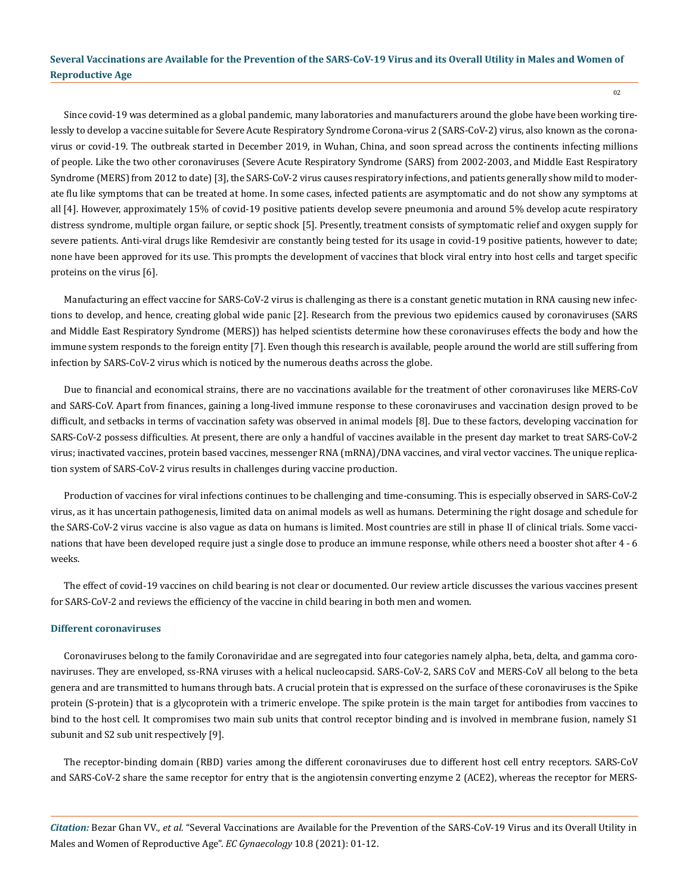Since covid-19 was determined as a global pandemic, many laboratories and manufacturers around the globe have been working tirelessly to develop a vaccine suitable for Severe Acute Respiratory Syndrome Corona-virus 2 (SARS-CoV-2) virus, also known as the coronavirus or covid-19. The outbreak started in December 2019, in Wuhan, China, and soon spread across the continents infecting millions of people. Like the two other coronaviruses (Severe Acute Respiratory Syndrome (SARS) from 2002-2003, and Middle East Respiratory Syndrome (MERS) from 2012 to date) [3], the SARS-CoV-2 virus causes respiratory infections, and patients generally show mild to moderate flu like symptoms that can be treated at home. In some cases, infected patients are asymptomatic and do not show any symptoms at all [4]. However, approximately 15% of covid-19 positive patients develop severe pneumonia and around 5% develop acute respiratory distress syndrome, multiple organ failure, or septic shock [5]. Presently, treatment consists of symptomatic relief and oxygen supply for severe patients. Anti-viral drugs like Remdesivir are constantly being tested for its usage in covid-19 positive patients, however to date; none have been approved for its use. This prompts the development of vaccines that block viral entry into host cells and target specific proteins on the virus [6].

Manufacturing an effect vaccine for SARS-CoV-2 virus is challenging as there is a constant genetic mutation in RNA causing new infections to develop, and hence, creating global wide panic [2]. Research from the previous two epidemics caused by coronaviruses (SARS and Middle East Respiratory Syndrome (MERS)) has helped scientists determine how these coronaviruses effects the body and how the immune system responds to the foreign entity [7]. Even though this research is available, people around the world are still suffering from infection by SARS-CoV-2 virus which is noticed by the numerous deaths across the globe.

Due to financial and economical strains, there are no vaccinations available for the treatment of other coronaviruses like MERS-CoV and SARS-CoV. Apart from finances, gaining a long-lived immune response to these coronaviruses and vaccination design proved to be difficult, and setbacks in terms of vaccination safety was observed in animal models [8]. Due to these factors, developing vaccination for SARS-CoV-2 possess difficulties. At present, there are only a handful of vaccines available in the present day market to treat SARS-CoV-2 virus; inactivated vaccines, protein based vaccines, messenger RNA (mRNA)/DNA vaccines, and viral vector vaccines. The unique replication system of SARS-CoV-2 virus results in challenges during vaccine production.

Production of vaccines for viral infections continues to be challenging and time-consuming. This is especially observed in SARS-CoV-2 virus, as it has uncertain pathogenesis, limited data on animal models as well as humans. Determining the right dosage and schedule for the SARS-CoV-2 virus vaccine is also vague as data on humans is limited. Most countries are still in phase II of clinical trials. Some vaccinations that have been developed require just a single dose to produce an immune response, while others need a booster shot after 4 - 6 weeks.

The effect of covid-19 vaccines on child bearing is not clear or documented. Our review article discusses the various vaccines present for SARS-CoV-2 and reviews the efficiency of the vaccine in child bearing in both men and women.

## Different coronaviruses

Coronaviruses belong to the family Coronaviridae and are segregated into four categories namely alpha, beta, delta, and gamma coronaviruses. They are enveloped, ss-RNA viruses with a helical nucleocapsid. SARS-CoV-2, SARS CoV and MERS-CoV all belong to the beta genera and are transmitted to humans through bats. A crucial protein that is expressed on the surface of these coronaviruses is the Spike protein (S-protein) that is a glycoprotein with a trimeric envelope. The spike protein is the main target for antibodies from vaccines to bind to the host cell. It compromises two main sub units that control receptor binding and is involved in membrane fusion, namely S1 subunit and S2 sub unit respectively [9].

The receptor-binding domain (RBD) varies among the different coronaviruses due to different host cell entry receptors. SARS-CoV and SARS-CoV-2 share the same receptor for entry that is the angiotensin converting enzyme 2 (ACE2), whereas the receptor for MERS-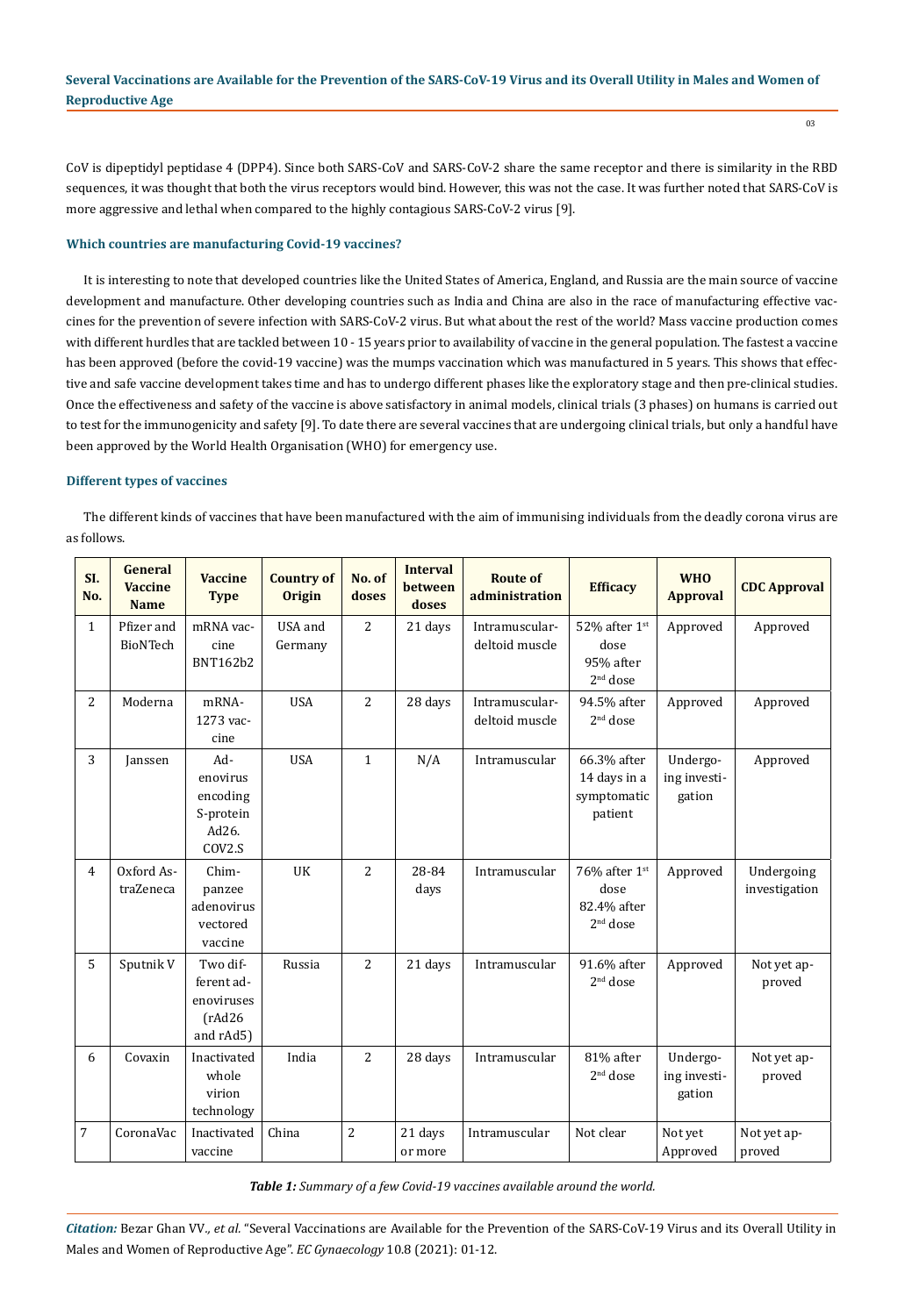CoV is dipeptidyl peptidase 4 (DPP4). Since both SARS-CoV and SARS-CoV-2 share the same receptor and there is similarity in the RBD sequences, it was thought that both the virus receptors would bind. However, this was not the case. It was further noted that SARS-CoV is more aggressive and lethal when compared to the highly contagious SARS-CoV-2 virus [9].

### Which countries are manufacturing Covid-19 vaccines?

It is interesting to note that developed countries like the United States of America, England, and Russia are the main source of vaccine development and manufacture. Other developing countries such as India and China are also in the race of manufacturing effective vaccines for the prevention of severe infection with SARS-CoV-2 virus. But what about the rest of the world? Mass vaccine production comes with different hurdles that are tackled between 10 - 15 years prior to availability of vaccine in the general population. The fastest a vaccine has been approved (before the covid-19 vaccine) was the mumps vaccination which was manufactured in 5 years. This shows that effective and safe vaccine development takes time and has to undergo different phases like the exploratory stage and then pre-clinical studies. Once the effectiveness and safety of the vaccine is above satisfactory in animal models, clinical trials (3 phases) on humans is carried out to test for the immunogenicity and safety [9]. To date there are several vaccines that are undergoing clinical trials, but only a handful have been approved by the World Health Organisation (WHO) for emergency use.

### Different types of vaccines

The different kinds of vaccines that have been manufactured with the aim of immunising individuals from the deadly corona virus are as follows.

| Sl. No. | General Vaccine Name | Vaccine Type | Country of Origin | No. of doses | Interval between doses | Route of administration | Efficacy | WHO Approval | CDC Approval |
|---|---|---|---|---|---|---|---|---|---|
| 1 | Pfizer and BioNTech | mRNA vaccine BNT162b2 | USA and Germany | 2 | 21 days | Intramuscular-deltoid muscle | 52% after 1st dose 95% after 2nd dose | Approved | Approved |
| 2 | Moderna | mRNA-1273 vaccine | USA | 2 | 28 days | Intramuscular-deltoid muscle | 94.5% after 2nd dose | Approved | Approved |
| 3 | Janssen | Adenovirus encoding S-protein Ad26.COV2.S | USA | 1 | N/A | Intramuscular | 66.3% after 14 days in a symptomatic patient | Undergoing investigation | Approved |
| 4 | Oxford AstraZeneca | Chimpanzee adenovirus vectored vaccine | UK | 2 | 28-84 days | Intramuscular | 76% after 1st dose 82.4% after 2nd dose | Approved | Undergoing investigation |
| 5 | Sputnik V | Two different adenoviruses (rAd26 and rAd5) | Russia | 2 | 21 days | Intramuscular | 91.6% after 2nd dose | Approved | Not yet approved |
| 6 | Covaxin | Inactivated whole virion technology | India | 2 | 28 days | Intramuscular | 81% after 2nd dose | Undergoing investigation | Not yet approved |
| 7 | CoronaVac | Inactivated vaccine | China | 2 | 21 days or more | Intramuscular | Not clear | Not yet Approved | Not yet approved |

***Table 1:** Summary of a few Covid-19 vaccines available around the world.*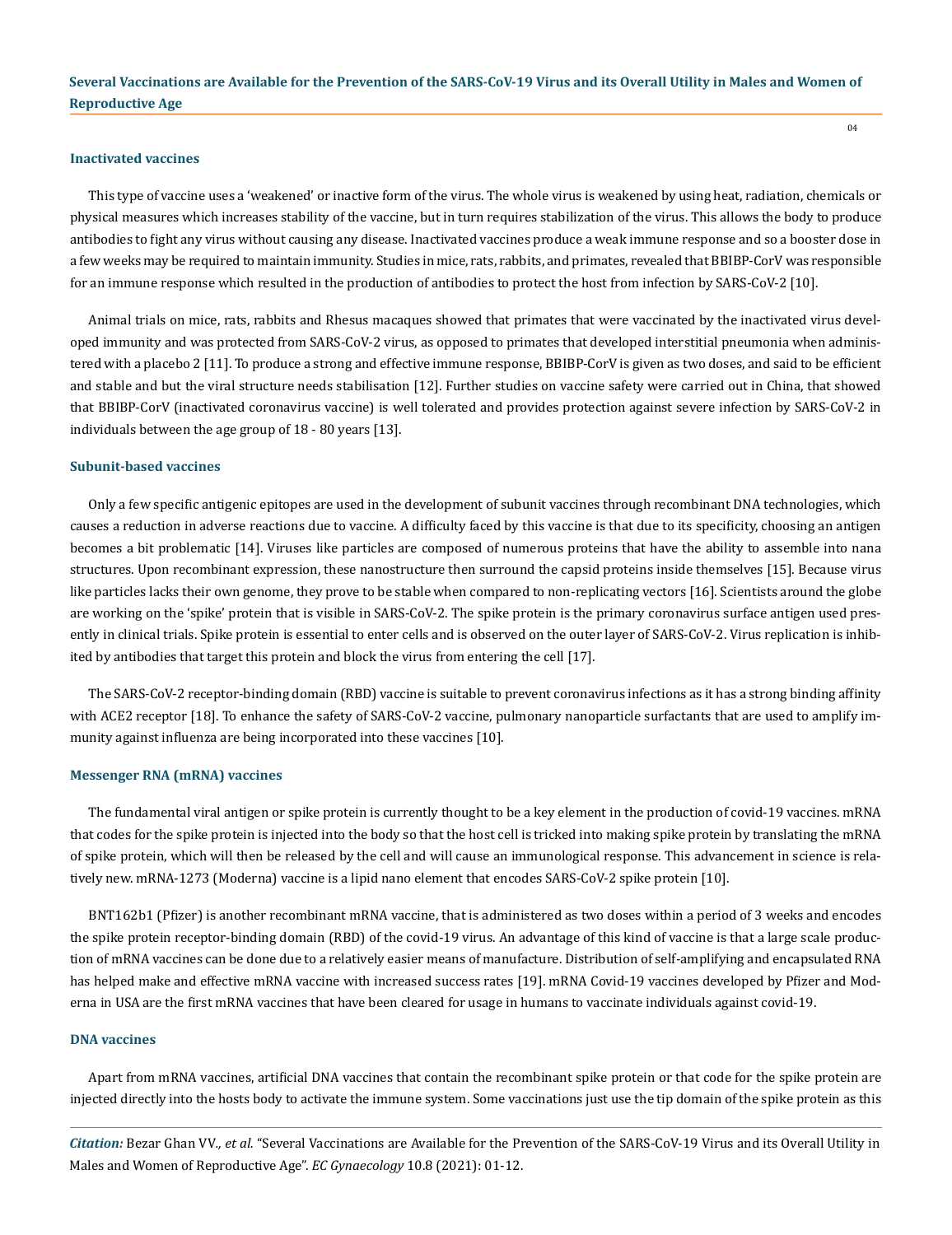### Inactivated vaccines

This type of vaccine uses a 'weakened' or inactive form of the virus. The whole virus is weakened by using heat, radiation, chemicals or physical measures which increases stability of the vaccine, but in turn requires stabilization of the virus. This allows the body to produce antibodies to fight any virus without causing any disease. Inactivated vaccines produce a weak immune response and so a booster dose in a few weeks may be required to maintain immunity. Studies in mice, rats, rabbits, and primates, revealed that BBIBP-CorV was responsible for an immune response which resulted in the production of antibodies to protect the host from infection by SARS-CoV-2 [10].

Animal trials on mice, rats, rabbits and Rhesus macaques showed that primates that were vaccinated by the inactivated virus developed immunity and was protected from SARS-CoV-2 virus, as opposed to primates that developed interstitial pneumonia when administered with a placebo 2 [11]. To produce a strong and effective immune response, BBIBP-CorV is given as two doses, and said to be efficient and stable and but the viral structure needs stabilisation [12]. Further studies on vaccine safety were carried out in China, that showed that BBIBP-CorV (inactivated coronavirus vaccine) is well tolerated and provides protection against severe infection by SARS-CoV-2 in individuals between the age group of 18 - 80 years [13].

### Subunit-based vaccines

Only a few specific antigenic epitopes are used in the development of subunit vaccines through recombinant DNA technologies, which causes a reduction in adverse reactions due to vaccine. A difficulty faced by this vaccine is that due to its specificity, choosing an antigen becomes a bit problematic [14]. Viruses like particles are composed of numerous proteins that have the ability to assemble into nana structures. Upon recombinant expression, these nanostructure then surround the capsid proteins inside themselves [15]. Because virus like particles lacks their own genome, they prove to be stable when compared to non-replicating vectors [16]. Scientists around the globe are working on the 'spike' protein that is visible in SARS-CoV-2. The spike protein is the primary coronavirus surface antigen used presently in clinical trials. Spike protein is essential to enter cells and is observed on the outer layer of SARS-CoV-2. Virus replication is inhibited by antibodies that target this protein and block the virus from entering the cell [17].

The SARS-CoV-2 receptor-binding domain (RBD) vaccine is suitable to prevent coronavirus infections as it has a strong binding affinity with ACE2 receptor [18]. To enhance the safety of SARS-CoV-2 vaccine, pulmonary nanoparticle surfactants that are used to amplify immunity against influenza are being incorporated into these vaccines [10].

### Messenger RNA (mRNA) vaccines

The fundamental viral antigen or spike protein is currently thought to be a key element in the production of covid-19 vaccines. mRNA that codes for the spike protein is injected into the body so that the host cell is tricked into making spike protein by translating the mRNA of spike protein, which will then be released by the cell and will cause an immunological response. This advancement in science is relatively new. mRNA-1273 (Moderna) vaccine is a lipid nano element that encodes SARS-CoV-2 spike protein [10].

BNT162b1 (Pfizer) is another recombinant mRNA vaccine, that is administered as two doses within a period of 3 weeks and encodes the spike protein receptor-binding domain (RBD) of the covid-19 virus. An advantage of this kind of vaccine is that a large scale production of mRNA vaccines can be done due to a relatively easier means of manufacture. Distribution of self-amplifying and encapsulated RNA has helped make and effective mRNA vaccine with increased success rates [19]. mRNA Covid-19 vaccines developed by Pfizer and Moderna in USA are the first mRNA vaccines that have been cleared for usage in humans to vaccinate individuals against covid-19.

### DNA vaccines

Apart from mRNA vaccines, artificial DNA vaccines that contain the recombinant spike protein or that code for the spike protein are injected directly into the hosts body to activate the immune system. Some vaccinations just use the tip domain of the spike protein as this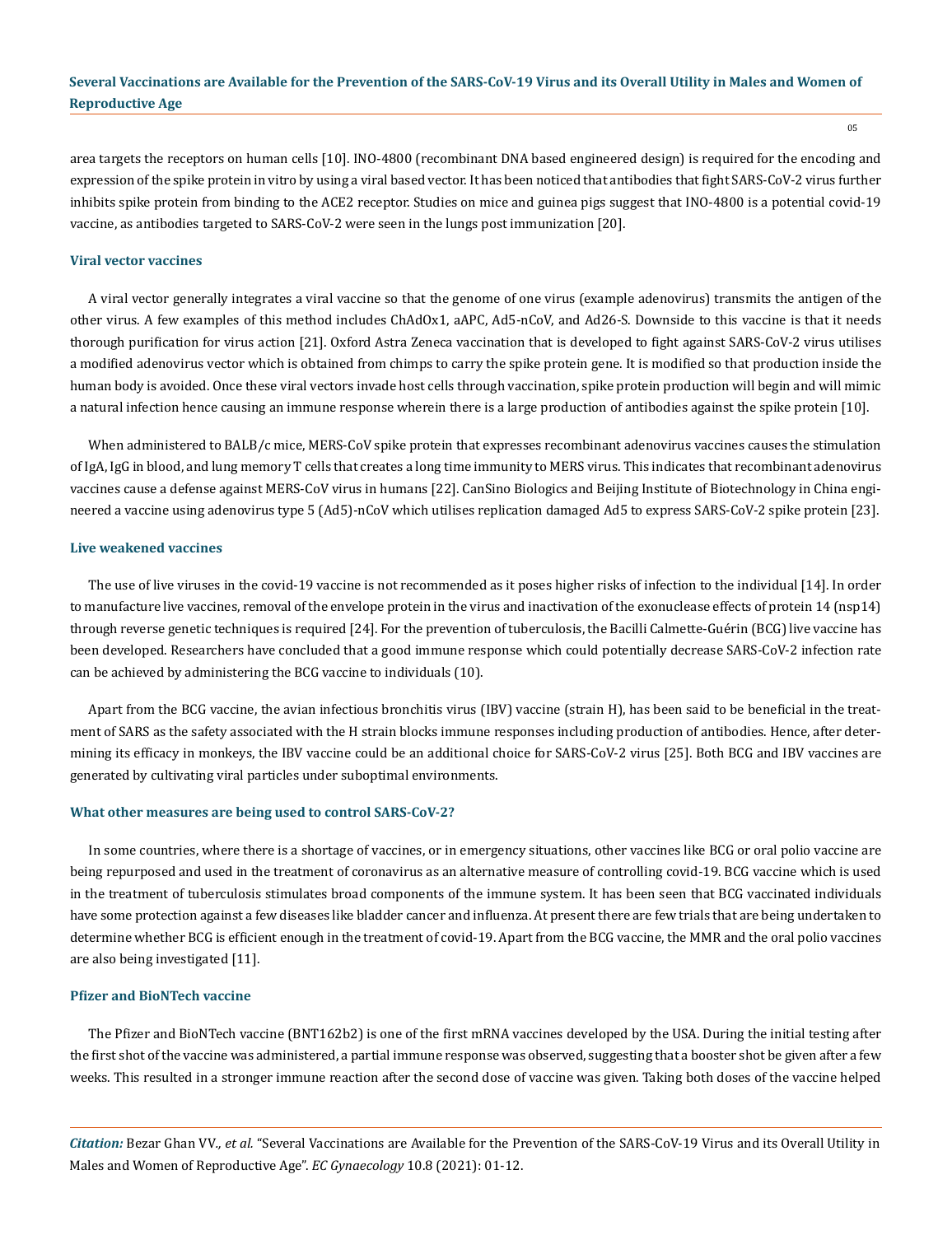area targets the receptors on human cells [10]. INO-4800 (recombinant DNA based engineered design) is required for the encoding and expression of the spike protein in vitro by using a viral based vector. It has been noticed that antibodies that fight SARS-CoV-2 virus further inhibits spike protein from binding to the ACE2 receptor. Studies on mice and guinea pigs suggest that INO-4800 is a potential covid-19 vaccine, as antibodies targeted to SARS-CoV-2 were seen in the lungs post immunization [20].

### Viral vector vaccines

A viral vector generally integrates a viral vaccine so that the genome of one virus (example adenovirus) transmits the antigen of the other virus. A few examples of this method includes ChAdOx1, aAPC, Ad5-nCoV, and Ad26-S. Downside to this vaccine is that it needs thorough purification for virus action [21]. Oxford Astra Zeneca vaccination that is developed to fight against SARS-CoV-2 virus utilises a modified adenovirus vector which is obtained from chimps to carry the spike protein gene. It is modified so that production inside the human body is avoided. Once these viral vectors invade host cells through vaccination, spike protein production will begin and will mimic a natural infection hence causing an immune response wherein there is a large production of antibodies against the spike protein [10].

When administered to BALB/c mice, MERS-CoV spike protein that expresses recombinant adenovirus vaccines causes the stimulation of IgA, IgG in blood, and lung memory T cells that creates a long time immunity to MERS virus. This indicates that recombinant adenovirus vaccines cause a defense against MERS-CoV virus in humans [22]. CanSino Biologics and Beijing Institute of Biotechnology in China engineered a vaccine using adenovirus type 5 (Ad5)-nCoV which utilises replication damaged Ad5 to express SARS-CoV-2 spike protein [23].

### Live weakened vaccines

The use of live viruses in the covid-19 vaccine is not recommended as it poses higher risks of infection to the individual [14]. In order to manufacture live vaccines, removal of the envelope protein in the virus and inactivation of the exonuclease effects of protein 14 (nsp14) through reverse genetic techniques is required [24]. For the prevention of tuberculosis, the Bacilli Calmette-Guérin (BCG) live vaccine has been developed. Researchers have concluded that a good immune response which could potentially decrease SARS-CoV-2 infection rate can be achieved by administering the BCG vaccine to individuals (10).

Apart from the BCG vaccine, the avian infectious bronchitis virus (IBV) vaccine (strain H), has been said to be beneficial in the treatment of SARS as the safety associated with the H strain blocks immune responses including production of antibodies. Hence, after determining its efficacy in monkeys, the IBV vaccine could be an additional choice for SARS-CoV-2 virus [25]. Both BCG and IBV vaccines are generated by cultivating viral particles under suboptimal environments.

### What other measures are being used to control SARS-CoV-2?

In some countries, where there is a shortage of vaccines, or in emergency situations, other vaccines like BCG or oral polio vaccine are being repurposed and used in the treatment of coronavirus as an alternative measure of controlling covid-19. BCG vaccine which is used in the treatment of tuberculosis stimulates broad components of the immune system. It has been seen that BCG vaccinated individuals have some protection against a few diseases like bladder cancer and influenza. At present there are few trials that are being undertaken to determine whether BCG is efficient enough in the treatment of covid-19. Apart from the BCG vaccine, the MMR and the oral polio vaccines are also being investigated [11].

### Pfizer and BioNTech vaccine

The Pfizer and BioNTech vaccine (BNT162b2) is one of the first mRNA vaccines developed by the USA. During the initial testing after the first shot of the vaccine was administered, a partial immune response was observed, suggesting that a booster shot be given after a few weeks. This resulted in a stronger immune reaction after the second dose of vaccine was given. Taking both doses of the vaccine helped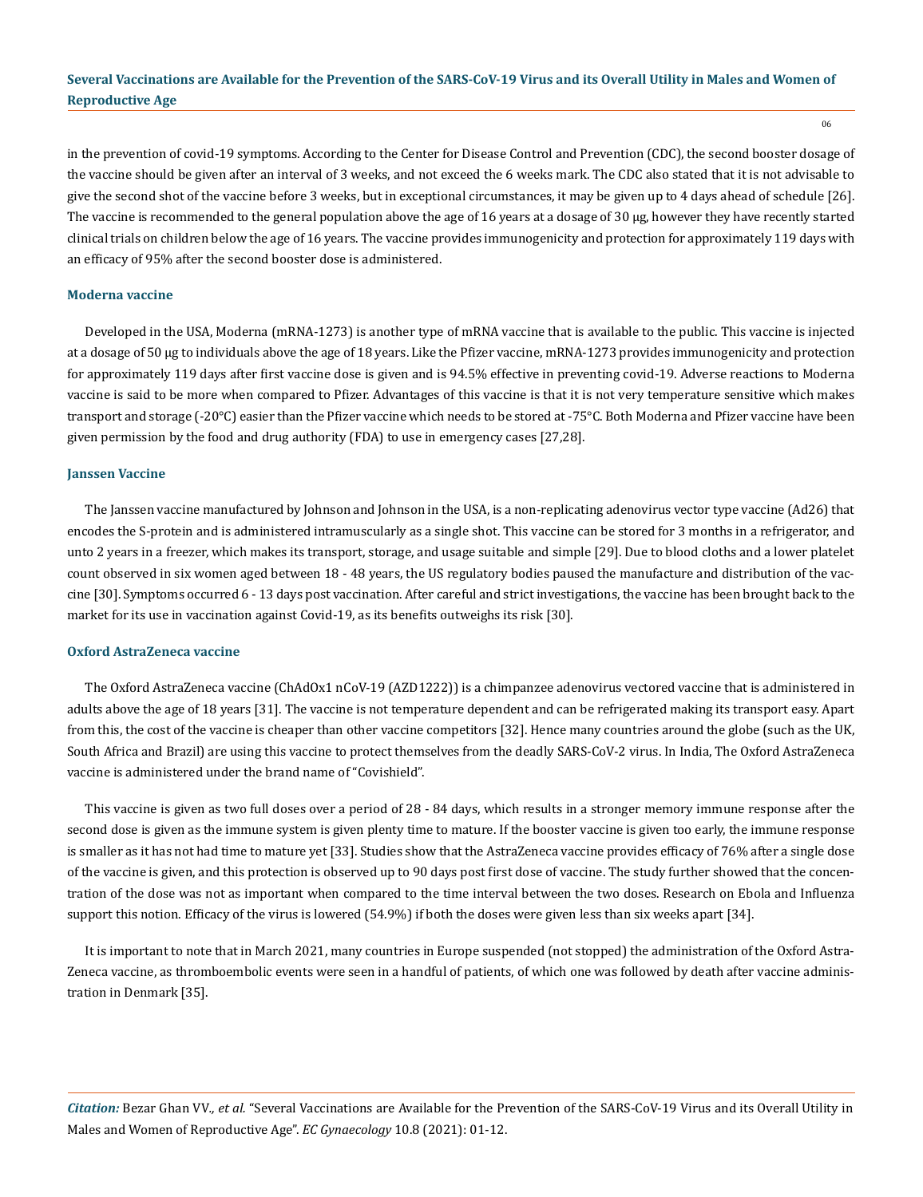in the prevention of covid-19 symptoms. According to the Center for Disease Control and Prevention (CDC), the second booster dosage of the vaccine should be given after an interval of 3 weeks, and not exceed the 6 weeks mark. The CDC also stated that it is not advisable to give the second shot of the vaccine before 3 weeks, but in exceptional circumstances, it may be given up to 4 days ahead of schedule [26]. The vaccine is recommended to the general population above the age of 16 years at a dosage of 30 µg, however they have recently started clinical trials on children below the age of 16 years. The vaccine provides immunogenicity and protection for approximately 119 days with an efficacy of 95% after the second booster dose is administered.

### Moderna vaccine

Developed in the USA, Moderna (mRNA-1273) is another type of mRNA vaccine that is available to the public. This vaccine is injected at a dosage of 50 µg to individuals above the age of 18 years. Like the Pfizer vaccine, mRNA-1273 provides immunogenicity and protection for approximately 119 days after first vaccine dose is given and is 94.5% effective in preventing covid-19. Adverse reactions to Moderna vaccine is said to be more when compared to Pfizer. Advantages of this vaccine is that it is not very temperature sensitive which makes transport and storage (-20°C) easier than the Pfizer vaccine which needs to be stored at -75°C. Both Moderna and Pfizer vaccine have been given permission by the food and drug authority (FDA) to use in emergency cases [27,28].

### Janssen Vaccine

The Janssen vaccine manufactured by Johnson and Johnson in the USA, is a non-replicating adenovirus vector type vaccine (Ad26) that encodes the S-protein and is administered intramuscularly as a single shot. This vaccine can be stored for 3 months in a refrigerator, and unto 2 years in a freezer, which makes its transport, storage, and usage suitable and simple [29]. Due to blood cloths and a lower platelet count observed in six women aged between 18 - 48 years, the US regulatory bodies paused the manufacture and distribution of the vaccine [30]. Symptoms occurred 6 - 13 days post vaccination. After careful and strict investigations, the vaccine has been brought back to the market for its use in vaccination against Covid-19, as its benefits outweighs its risk [30].

### Oxford AstraZeneca vaccine

The Oxford AstraZeneca vaccine (ChAdOx1 nCoV-19 (AZD1222)) is a chimpanzee adenovirus vectored vaccine that is administered in adults above the age of 18 years [31]. The vaccine is not temperature dependent and can be refrigerated making its transport easy. Apart from this, the cost of the vaccine is cheaper than other vaccine competitors [32]. Hence many countries around the globe (such as the UK, South Africa and Brazil) are using this vaccine to protect themselves from the deadly SARS-CoV-2 virus. In India, The Oxford AstraZeneca vaccine is administered under the brand name of "Covishield".

This vaccine is given as two full doses over a period of 28 - 84 days, which results in a stronger memory immune response after the second dose is given as the immune system is given plenty time to mature. If the booster vaccine is given too early, the immune response is smaller as it has not had time to mature yet [33]. Studies show that the AstraZeneca vaccine provides efficacy of 76% after a single dose of the vaccine is given, and this protection is observed up to 90 days post first dose of vaccine. The study further showed that the concentration of the dose was not as important when compared to the time interval between the two doses. Research on Ebola and Influenza support this notion. Efficacy of the virus is lowered (54.9%) if both the doses were given less than six weeks apart [34].

It is important to note that in March 2021, many countries in Europe suspended (not stopped) the administration of the Oxford AstraZeneca vaccine, as thromboembolic events were seen in a handful of patients, of which one was followed by death after vaccine administration in Denmark [35].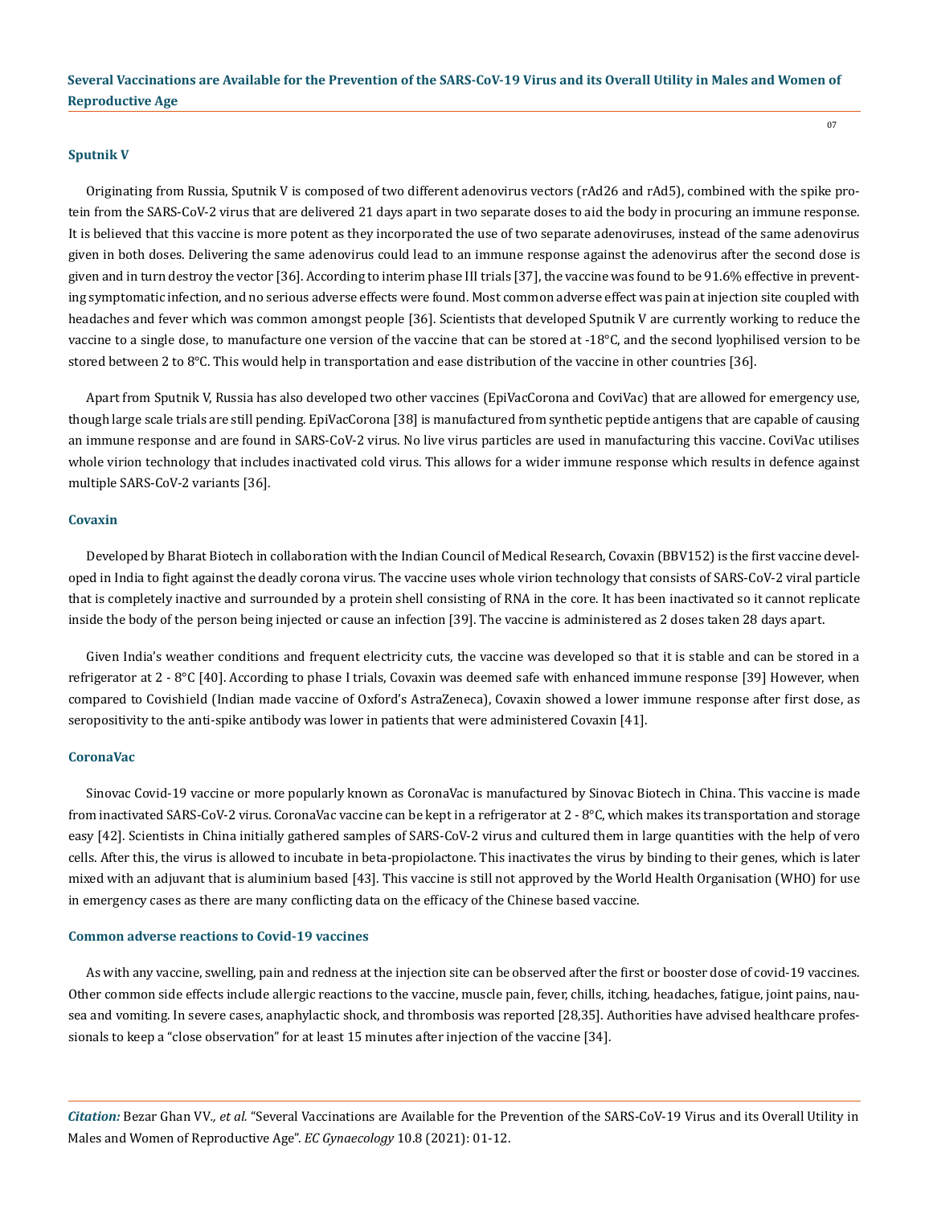### Sputnik V

Originating from Russia, Sputnik V is composed of two different adenovirus vectors (rAd26 and rAd5), combined with the spike protein from the SARS-CoV-2 virus that are delivered 21 days apart in two separate doses to aid the body in procuring an immune response. It is believed that this vaccine is more potent as they incorporated the use of two separate adenoviruses, instead of the same adenovirus given in both doses. Delivering the same adenovirus could lead to an immune response against the adenovirus after the second dose is given and in turn destroy the vector [36]. According to interim phase III trials [37], the vaccine was found to be 91.6% effective in preventing symptomatic infection, and no serious adverse effects were found. Most common adverse effect was pain at injection site coupled with headaches and fever which was common amongst people [36]. Scientists that developed Sputnik V are currently working to reduce the vaccine to a single dose, to manufacture one version of the vaccine that can be stored at -18°C, and the second lyophilised version to be stored between 2 to 8°C. This would help in transportation and ease distribution of the vaccine in other countries [36].

Apart from Sputnik V, Russia has also developed two other vaccines (EpiVacCorona and CoviVac) that are allowed for emergency use, though large scale trials are still pending. EpiVacCorona [38] is manufactured from synthetic peptide antigens that are capable of causing an immune response and are found in SARS-CoV-2 virus. No live virus particles are used in manufacturing this vaccine. CoviVac utilises whole virion technology that includes inactivated cold virus. This allows for a wider immune response which results in defence against multiple SARS-CoV-2 variants [36].

### Covaxin

Developed by Bharat Biotech in collaboration with the Indian Council of Medical Research, Covaxin (BBV152) is the first vaccine developed in India to fight against the deadly corona virus. The vaccine uses whole virion technology that consists of SARS-CoV-2 viral particle that is completely inactive and surrounded by a protein shell consisting of RNA in the core. It has been inactivated so it cannot replicate inside the body of the person being injected or cause an infection [39]. The vaccine is administered as 2 doses taken 28 days apart.

Given India's weather conditions and frequent electricity cuts, the vaccine was developed so that it is stable and can be stored in a refrigerator at 2 - 8°C [40]. According to phase I trials, Covaxin was deemed safe with enhanced immune response [39] However, when compared to Covishield (Indian made vaccine of Oxford's AstraZeneca), Covaxin showed a lower immune response after first dose, as seropositivity to the anti-spike antibody was lower in patients that were administered Covaxin [41].

### CoronaVac

Sinovac Covid-19 vaccine or more popularly known as CoronaVac is manufactured by Sinovac Biotech in China. This vaccine is made from inactivated SARS-CoV-2 virus. CoronaVac vaccine can be kept in a refrigerator at 2 - 8°C, which makes its transportation and storage easy [42]. Scientists in China initially gathered samples of SARS-CoV-2 virus and cultured them in large quantities with the help of vero cells. After this, the virus is allowed to incubate in beta-propiolactone. This inactivates the virus by binding to their genes, which is later mixed with an adjuvant that is aluminium based [43]. This vaccine is still not approved by the World Health Organisation (WHO) for use in emergency cases as there are many conflicting data on the efficacy of the Chinese based vaccine.

### Common adverse reactions to Covid-19 vaccines

As with any vaccine, swelling, pain and redness at the injection site can be observed after the first or booster dose of covid-19 vaccines. Other common side effects include allergic reactions to the vaccine, muscle pain, fever, chills, itching, headaches, fatigue, joint pains, nausea and vomiting. In severe cases, anaphylactic shock, and thrombosis was reported [28,35]. Authorities have advised healthcare professionals to keep a "close observation" for at least 15 minutes after injection of the vaccine [34].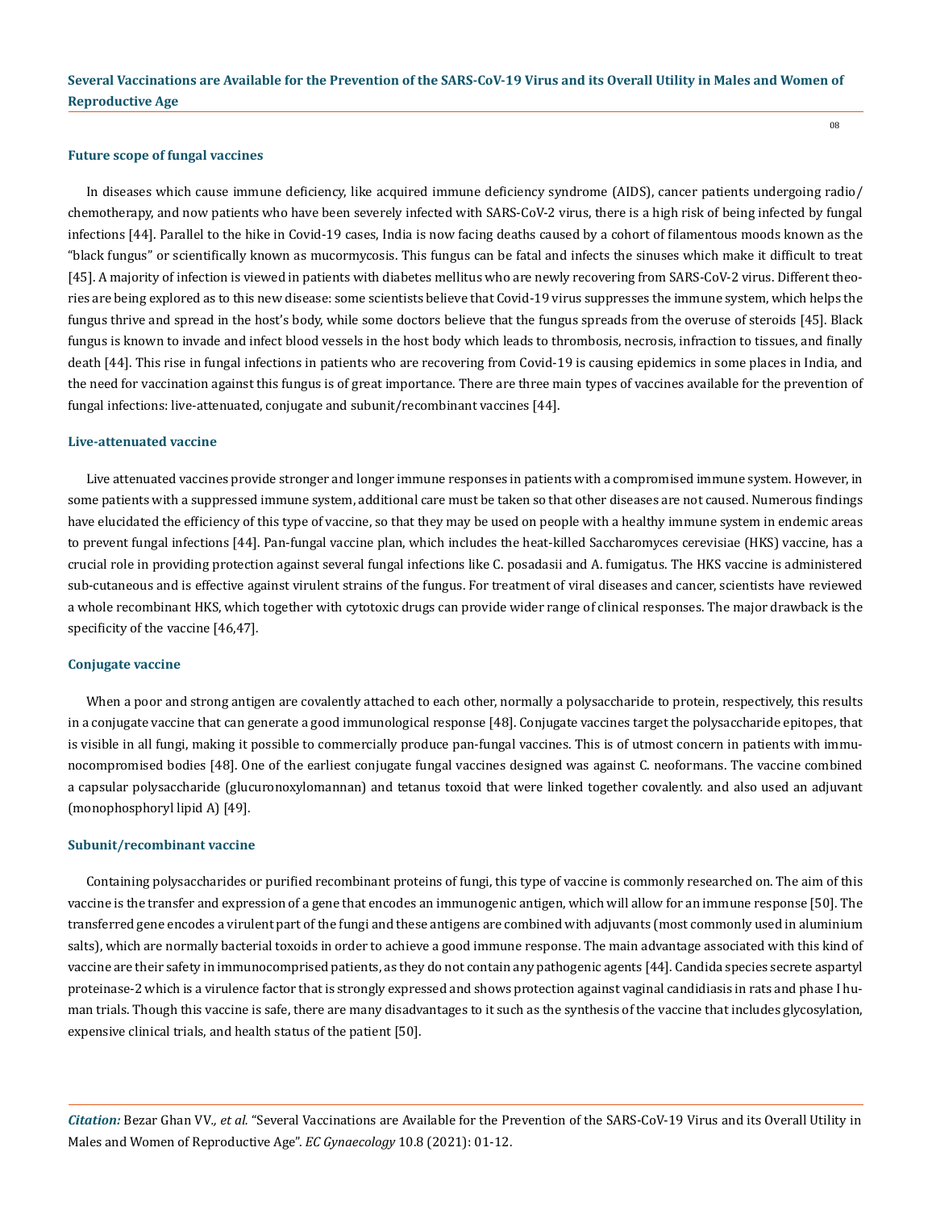### Future scope of fungal vaccines

In diseases which cause immune deficiency, like acquired immune deficiency syndrome (AIDS), cancer patients undergoing radio/chemotherapy, and now patients who have been severely infected with SARS-CoV-2 virus, there is a high risk of being infected by fungal infections [44]. Parallel to the hike in Covid-19 cases, India is now facing deaths caused by a cohort of filamentous moods known as the "black fungus" or scientifically known as mucormycosis. This fungus can be fatal and infects the sinuses which make it difficult to treat [45]. A majority of infection is viewed in patients with diabetes mellitus who are newly recovering from SARS-CoV-2 virus. Different theories are being explored as to this new disease: some scientists believe that Covid-19 virus suppresses the immune system, which helps the fungus thrive and spread in the host's body, while some doctors believe that the fungus spreads from the overuse of steroids [45]. Black fungus is known to invade and infect blood vessels in the host body which leads to thrombosis, necrosis, infraction to tissues, and finally death [44]. This rise in fungal infections in patients who are recovering from Covid-19 is causing epidemics in some places in India, and the need for vaccination against this fungus is of great importance. There are three main types of vaccines available for the prevention of fungal infections: live-attenuated, conjugate and subunit/recombinant vaccines [44].

### Live-attenuated vaccine

Live attenuated vaccines provide stronger and longer immune responses in patients with a compromised immune system. However, in some patients with a suppressed immune system, additional care must be taken so that other diseases are not caused. Numerous findings have elucidated the efficiency of this type of vaccine, so that they may be used on people with a healthy immune system in endemic areas to prevent fungal infections [44]. Pan-fungal vaccine plan, which includes the heat-killed Saccharomyces cerevisiae (HKS) vaccine, has a crucial role in providing protection against several fungal infections like C. posadasii and A. fumigatus. The HKS vaccine is administered sub-cutaneous and is effective against virulent strains of the fungus. For treatment of viral diseases and cancer, scientists have reviewed a whole recombinant HKS, which together with cytotoxic drugs can provide wider range of clinical responses. The major drawback is the specificity of the vaccine [46,47].

### Conjugate vaccine

When a poor and strong antigen are covalently attached to each other, normally a polysaccharide to protein, respectively, this results in a conjugate vaccine that can generate a good immunological response [48]. Conjugate vaccines target the polysaccharide epitopes, that is visible in all fungi, making it possible to commercially produce pan-fungal vaccines. This is of utmost concern in patients with immunocompromised bodies [48]. One of the earliest conjugate fungal vaccines designed was against C. neoformans. The vaccine combined a capsular polysaccharide (glucuronoxylomannan) and tetanus toxoid that were linked together covalently. and also used an adjuvant (monophosphoryl lipid A) [49].

### Subunit/recombinant vaccine

Containing polysaccharides or purified recombinant proteins of fungi, this type of vaccine is commonly researched on. The aim of this vaccine is the transfer and expression of a gene that encodes an immunogenic antigen, which will allow for an immune response [50]. The transferred gene encodes a virulent part of the fungi and these antigens are combined with adjuvants (most commonly used in aluminium salts), which are normally bacterial toxoids in order to achieve a good immune response. The main advantage associated with this kind of vaccine are their safety in immunocomprised patients, as they do not contain any pathogenic agents [44]. Candida species secrete aspartyl proteinase-2 which is a virulence factor that is strongly expressed and shows protection against vaginal candidiasis in rats and phase I human trials. Though this vaccine is safe, there are many disadvantages to it such as the synthesis of the vaccine that includes glycosylation, expensive clinical trials, and health status of the patient [50].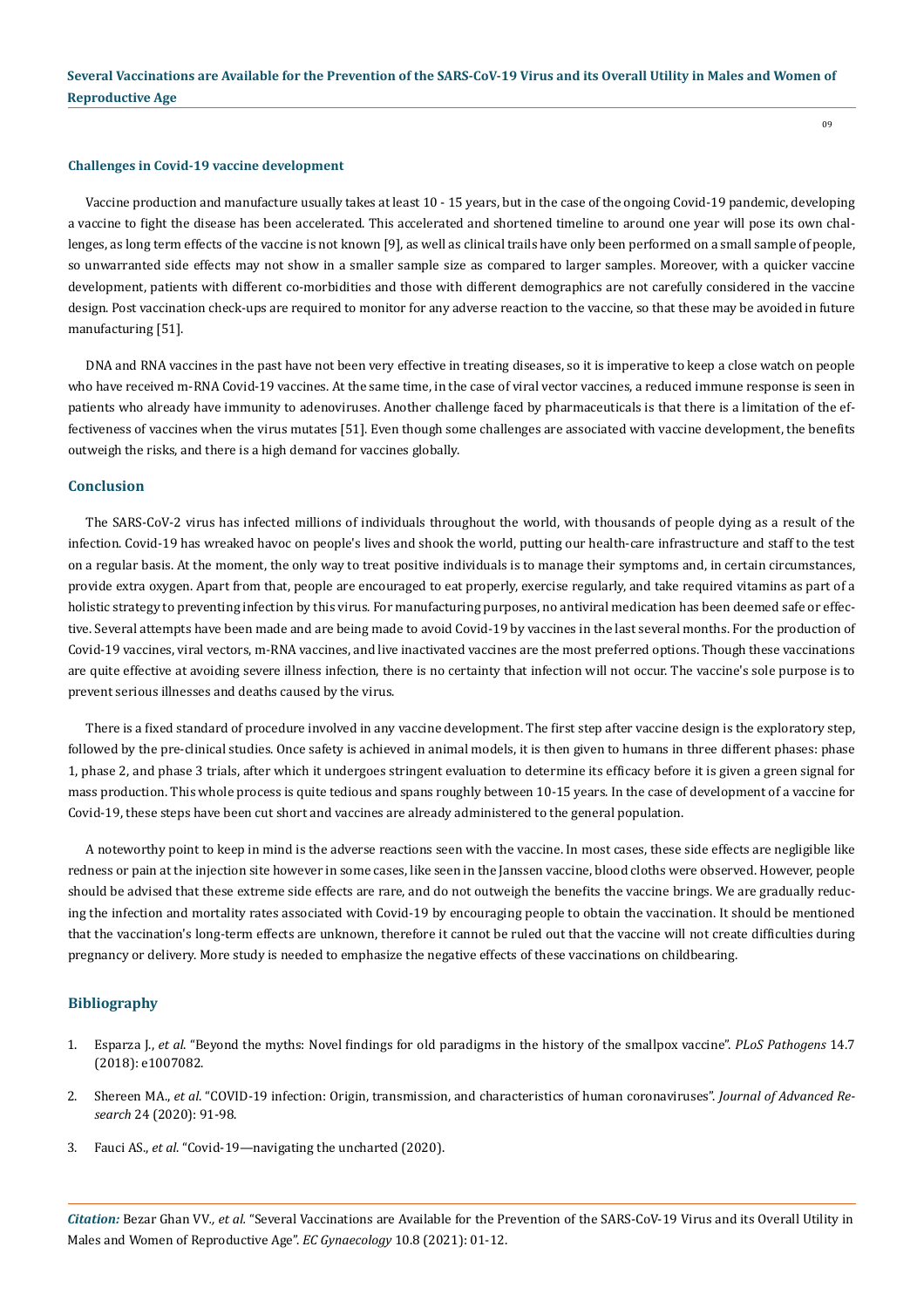### Challenges in Covid-19 vaccine development

Vaccine production and manufacture usually takes at least 10 - 15 years, but in the case of the ongoing Covid-19 pandemic, developing a vaccine to fight the disease has been accelerated. This accelerated and shortened timeline to around one year will pose its own challenges, as long term effects of the vaccine is not known [9], as well as clinical trails have only been performed on a small sample of people, so unwarranted side effects may not show in a smaller sample size as compared to larger samples. Moreover, with a quicker vaccine development, patients with different co-morbidities and those with different demographics are not carefully considered in the vaccine design. Post vaccination check-ups are required to monitor for any adverse reaction to the vaccine, so that these may be avoided in future manufacturing [51].

DNA and RNA vaccines in the past have not been very effective in treating diseases, so it is imperative to keep a close watch on people who have received m-RNA Covid-19 vaccines. At the same time, in the case of viral vector vaccines, a reduced immune response is seen in patients who already have immunity to adenoviruses. Another challenge faced by pharmaceuticals is that there is a limitation of the effectiveness of vaccines when the virus mutates [51]. Even though some challenges are associated with vaccine development, the benefits outweigh the risks, and there is a high demand for vaccines globally.

## Conclusion

The SARS-CoV-2 virus has infected millions of individuals throughout the world, with thousands of people dying as a result of the infection. Covid-19 has wreaked havoc on people's lives and shook the world, putting our health-care infrastructure and staff to the test on a regular basis. At the moment, the only way to treat positive individuals is to manage their symptoms and, in certain circumstances, provide extra oxygen. Apart from that, people are encouraged to eat properly, exercise regularly, and take required vitamins as part of a holistic strategy to preventing infection by this virus. For manufacturing purposes, no antiviral medication has been deemed safe or effective. Several attempts have been made and are being made to avoid Covid-19 by vaccines in the last several months. For the production of Covid-19 vaccines, viral vectors, m-RNA vaccines, and live inactivated vaccines are the most preferred options. Though these vaccinations are quite effective at avoiding severe illness infection, there is no certainty that infection will not occur. The vaccine's sole purpose is to prevent serious illnesses and deaths caused by the virus.

There is a fixed standard of procedure involved in any vaccine development. The first step after vaccine design is the exploratory step, followed by the pre-clinical studies. Once safety is achieved in animal models, it is then given to humans in three different phases: phase 1, phase 2, and phase 3 trials, after which it undergoes stringent evaluation to determine its efficacy before it is given a green signal for mass production. This whole process is quite tedious and spans roughly between 10-15 years. In the case of development of a vaccine for Covid-19, these steps have been cut short and vaccines are already administered to the general population.

A noteworthy point to keep in mind is the adverse reactions seen with the vaccine. In most cases, these side effects are negligible like redness or pain at the injection site however in some cases, like seen in the Janssen vaccine, blood cloths were observed. However, people should be advised that these extreme side effects are rare, and do not outweigh the benefits the vaccine brings. We are gradually reducing the infection and mortality rates associated with Covid-19 by encouraging people to obtain the vaccination. It should be mentioned that the vaccination's long-term effects are unknown, therefore it cannot be ruled out that the vaccine will not create difficulties during pregnancy or delivery. More study is needed to emphasize the negative effects of these vaccinations on childbearing.

## Bibliography

1. Esparza J., *et al*. "Beyond the myths: Novel findings for old paradigms in the history of the smallpox vaccine". *PLoS Pathogens* 14.7 (2018): e1007082.
2. Shereen MA., *et al*. "COVID-19 infection: Origin, transmission, and characteristics of human coronaviruses". *Journal of Advanced Research* 24 (2020): 91-98.
3. Fauci AS., *et al*. "Covid-19—navigating the uncharted (2020).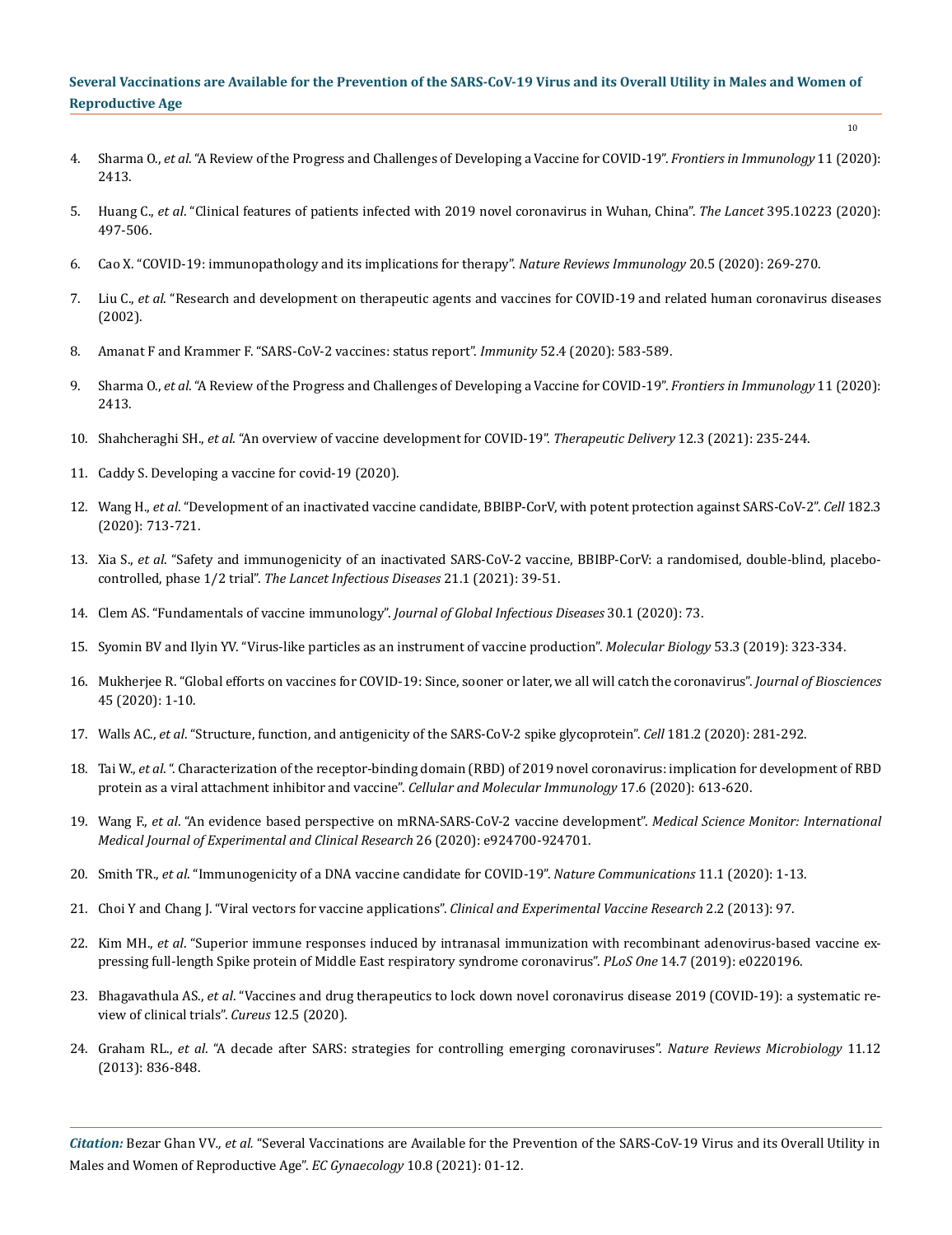4. Sharma O., *et al*. "A Review of the Progress and Challenges of Developing a Vaccine for COVID-19". *Frontiers in Immunology* 11 (2020): 2413.

5. Huang C., *et al*. "Clinical features of patients infected with 2019 novel coronavirus in Wuhan, China". *The Lancet* 395.10223 (2020): 497-506.

6. Cao X. "COVID-19: immunopathology and its implications for therapy". *Nature Reviews Immunology* 20.5 (2020): 269-270.

7. Liu C., *et al*. "Research and development on therapeutic agents and vaccines for COVID-19 and related human coronavirus diseases (2002).

8. Amanat F and Krammer F. "SARS-CoV-2 vaccines: status report". *Immunity* 52.4 (2020): 583-589.

9. Sharma O., *et al*. "A Review of the Progress and Challenges of Developing a Vaccine for COVID-19". *Frontiers in Immunology* 11 (2020): 2413.

10. Shahcheraghi SH., *et al*. "An overview of vaccine development for COVID-19". *Therapeutic Delivery* 12.3 (2021): 235-244.

11. Caddy S. Developing a vaccine for covid-19 (2020).

12. Wang H., *et al*. "Development of an inactivated vaccine candidate, BBIBP-CorV, with potent protection against SARS-CoV-2". *Cell* 182.3 (2020): 713-721.

13. Xia S., *et al*. "Safety and immunogenicity of an inactivated SARS-CoV-2 vaccine, BBIBP-CorV: a randomised, double-blind, placebo-controlled, phase 1/2 trial". *The Lancet Infectious Diseases* 21.1 (2021): 39-51.

14. Clem AS. "Fundamentals of vaccine immunology". *Journal of Global Infectious Diseases* 30.1 (2020): 73.

15. Syomin BV and Ilyin YV. "Virus-like particles as an instrument of vaccine production". *Molecular Biology* 53.3 (2019): 323-334.

16. Mukherjee R. "Global efforts on vaccines for COVID-19: Since, sooner or later, we all will catch the coronavirus". *Journal of Biosciences* 45 (2020): 1-10.

17. Walls AC., *et al*. "Structure, function, and antigenicity of the SARS-CoV-2 spike glycoprotein". *Cell* 181.2 (2020): 281-292.

18. Tai W., *et al*. ". Characterization of the receptor-binding domain (RBD) of 2019 novel coronavirus: implication for development of RBD protein as a viral attachment inhibitor and vaccine". *Cellular and Molecular Immunology* 17.6 (2020): 613-620.

19. Wang F., *et al*. "An evidence based perspective on mRNA-SARS-CoV-2 vaccine development". *Medical Science Monitor: International Medical Journal of Experimental and Clinical Research* 26 (2020): e924700-924701.

20. Smith TR., *et al*. "Immunogenicity of a DNA vaccine candidate for COVID-19". *Nature Communications* 11.1 (2020): 1-13.

21. Choi Y and Chang J. "Viral vectors for vaccine applications". *Clinical and Experimental Vaccine Research* 2.2 (2013): 97.

22. Kim MH., *et al*. "Superior immune responses induced by intranasal immunization with recombinant adenovirus-based vaccine expressing full-length Spike protein of Middle East respiratory syndrome coronavirus". *PLoS One* 14.7 (2019): e0220196.

23. Bhagavathula AS., *et al*. "Vaccines and drug therapeutics to lock down novel coronavirus disease 2019 (COVID-19): a systematic review of clinical trials". *Cureus* 12.5 (2020).

24. Graham RL., *et al*. "A decade after SARS: strategies for controlling emerging coronaviruses". *Nature Reviews Microbiology* 11.12 (2013): 836-848.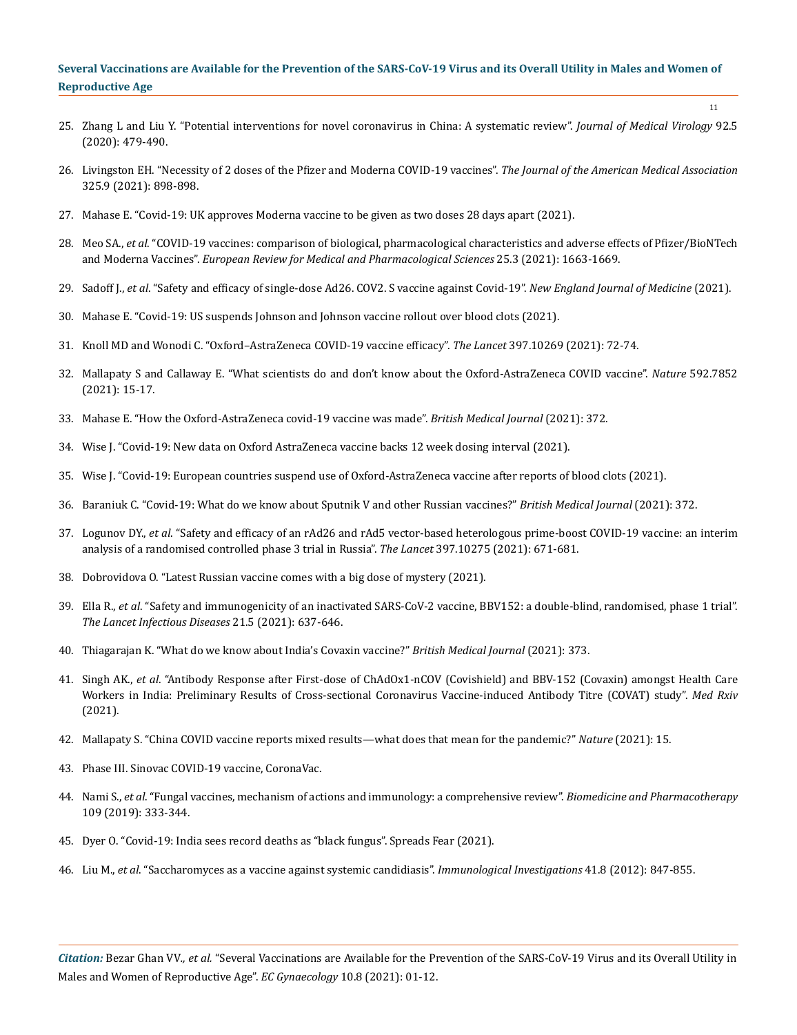25. Zhang L and Liu Y. "Potential interventions for novel coronavirus in China: A systematic review". *Journal of Medical Virology* 92.5 (2020): 479-490.

26. Livingston EH. "Necessity of 2 doses of the Pfizer and Moderna COVID-19 vaccines". *The Journal of the American Medical Association* 325.9 (2021): 898-898.

27. Mahase E. "Covid-19: UK approves Moderna vaccine to be given as two doses 28 days apart (2021).

28. Meo SA., *et al*. "COVID-19 vaccines: comparison of biological, pharmacological characteristics and adverse effects of Pfizer/BioNTech and Moderna Vaccines". *European Review for Medical and Pharmacological Sciences* 25.3 (2021): 1663-1669.

29. Sadoff J., *et al*. "Safety and efficacy of single-dose Ad26. COV2. S vaccine against Covid-19". *New England Journal of Medicine* (2021).

30. Mahase E. "Covid-19: US suspends Johnson and Johnson vaccine rollout over blood clots (2021).

31. Knoll MD and Wonodi C. "Oxford–AstraZeneca COVID-19 vaccine efficacy". *The Lancet* 397.10269 (2021): 72-74.

32. Mallapaty S and Callaway E. "What scientists do and don't know about the Oxford-AstraZeneca COVID vaccine". *Nature* 592.7852 (2021): 15-17.

33. Mahase E. "How the Oxford-AstraZeneca covid-19 vaccine was made". *British Medical Journal* (2021): 372.

34. Wise J. "Covid-19: New data on Oxford AstraZeneca vaccine backs 12 week dosing interval (2021).

35. Wise J. "Covid-19: European countries suspend use of Oxford-AstraZeneca vaccine after reports of blood clots (2021).

36. Baraniuk C. "Covid-19: What do we know about Sputnik V and other Russian vaccines?" *British Medical Journal* (2021): 372.

37. Logunov DY., *et al*. "Safety and efficacy of an rAd26 and rAd5 vector-based heterologous prime-boost COVID-19 vaccine: an interim analysis of a randomised controlled phase 3 trial in Russia". *The Lancet* 397.10275 (2021): 671-681.

38. Dobrovidova O. "Latest Russian vaccine comes with a big dose of mystery (2021).

39. Ella R., *et al*. "Safety and immunogenicity of an inactivated SARS-CoV-2 vaccine, BBV152: a double-blind, randomised, phase 1 trial". *The Lancet Infectious Diseases* 21.5 (2021): 637-646.

40. Thiagarajan K. "What do we know about India's Covaxin vaccine?" *British Medical Journal* (2021): 373.

41. Singh AK., *et al*. "Antibody Response after First-dose of ChAdOx1-nCOV (Covishield) and BBV-152 (Covaxin) amongst Health Care Workers in India: Preliminary Results of Cross-sectional Coronavirus Vaccine-induced Antibody Titre (COVAT) study". *Med Rxiv* (2021).

42. Mallapaty S. "China COVID vaccine reports mixed results—what does that mean for the pandemic?" *Nature* (2021): 15.

43. Phase III. Sinovac COVID-19 vaccine, CoronaVac.

44. Nami S., *et al*. "Fungal vaccines, mechanism of actions and immunology: a comprehensive review". *Biomedicine and Pharmacotherapy* 109 (2019): 333-344.

45. Dyer O. "Covid-19: India sees record deaths as "black fungus". Spreads Fear (2021).

46. Liu M., *et al*. "Saccharomyces as a vaccine against systemic candidiasis". *Immunological Investigations* 41.8 (2012): 847-855.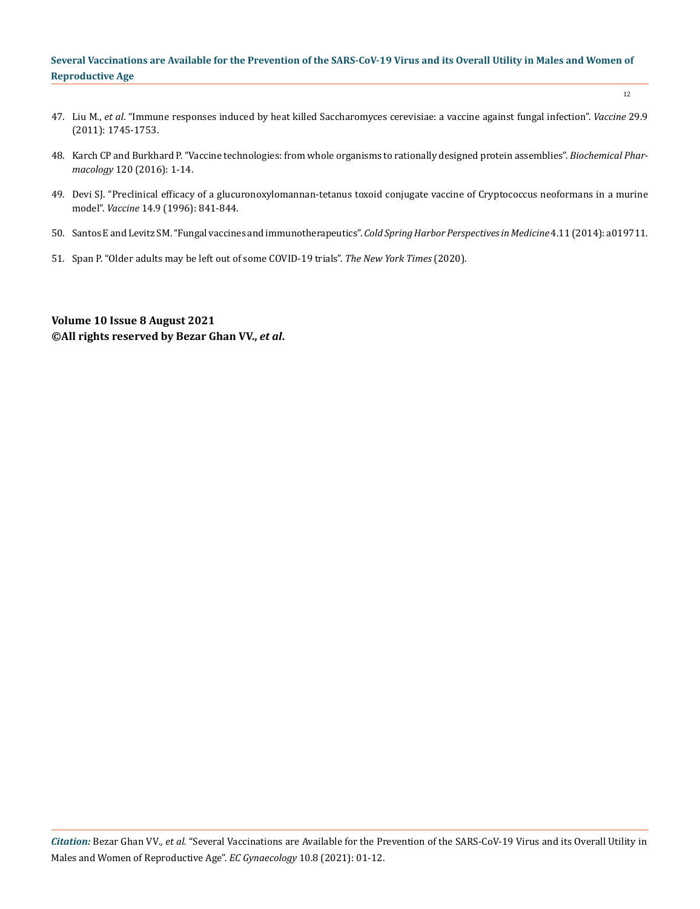47. Liu M., *et al*. "Immune responses induced by heat killed Saccharomyces cerevisiae: a vaccine against fungal infection". *Vaccine* 29.9 (2011): 1745-1753.

48. Karch CP and Burkhard P. "Vaccine technologies: from whole organisms to rationally designed protein assemblies". *Biochemical Pharmacology* 120 (2016): 1-14.

49. Devi SJ. "Preclinical efficacy of a glucuronoxylomannan-tetanus toxoid conjugate vaccine of Cryptococcus neoformans in a murine model". *Vaccine* 14.9 (1996): 841-844.

50. Santos E and Levitz SM. "Fungal vaccines and immunotherapeutics". *Cold Spring Harbor Perspectives in Medicine* 4.11 (2014): a019711.

51. Span P. "Older adults may be left out of some COVID-19 trials". *The New York Times* (2020).

**Volume 10 Issue 8 August 2021**
**©All rights reserved by Bezar Ghan VV.,** ***et al*****.**